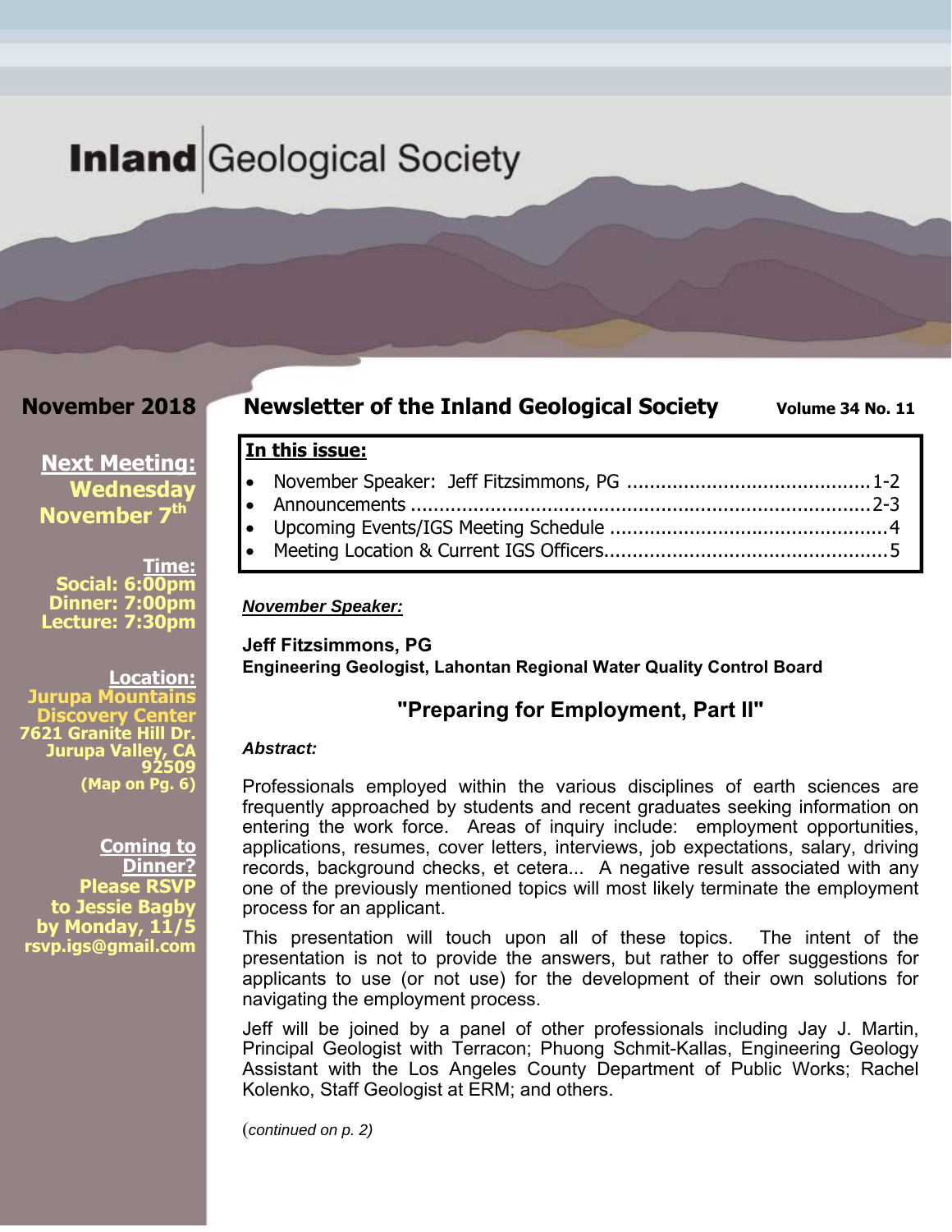# Inland Geological Society

**November 2018**

**Newsletter of the Inland Geological Society** **Volume 34 No. 11**

**Next Meeting:**
**Wednesday November 7th**

**Time:**
**Social: 6:00pm**
**Dinner: 7:00pm**
**Lecture: 7:30pm**

**Location:**
**Jurupa Mountains Discovery Center**
**7621 Granite Hill Dr.**
**Jurupa Valley, CA 92509**
**(Map on Pg. 6)**

**Coming to Dinner?**
**Please RSVP to Jessie Bagby by Monday, 11/5**
**rsvp.igs@gmail.com**

**In this issue:**

- November Speaker: Jeff Fitzsimmons, PG ........................................1-2
- Announcements ..............................................................................2-3
- Upcoming Events/IGS Meeting Schedule ..............................................4
- Meeting Location & Current IGS Officers................................................5

***November Speaker:***

**Jeff Fitzsimmons, PG**
**Engineering Geologist, Lahontan Regional Water Quality Control Board**

## "Preparing for Employment, Part II"

***Abstract:***

Professionals employed within the various disciplines of earth sciences are frequently approached by students and recent graduates seeking information on entering the work force. Areas of inquiry include: employment opportunities, applications, resumes, cover letters, interviews, job expectations, salary, driving records, background checks, et cetera... A negative result associated with any one of the previously mentioned topics will most likely terminate the employment process for an applicant.

This presentation will touch upon all of these topics. The intent of the presentation is not to provide the answers, but rather to offer suggestions for applicants to use (or not use) for the development of their own solutions for navigating the employment process.

Jeff will be joined by a panel of other professionals including Jay J. Martin, Principal Geologist with Terracon; Phuong Schmit-Kallas, Engineering Geology Assistant with the Los Angeles County Department of Public Works; Rachel Kolenko, Staff Geologist at ERM; and others.

(*continued on p. 2)*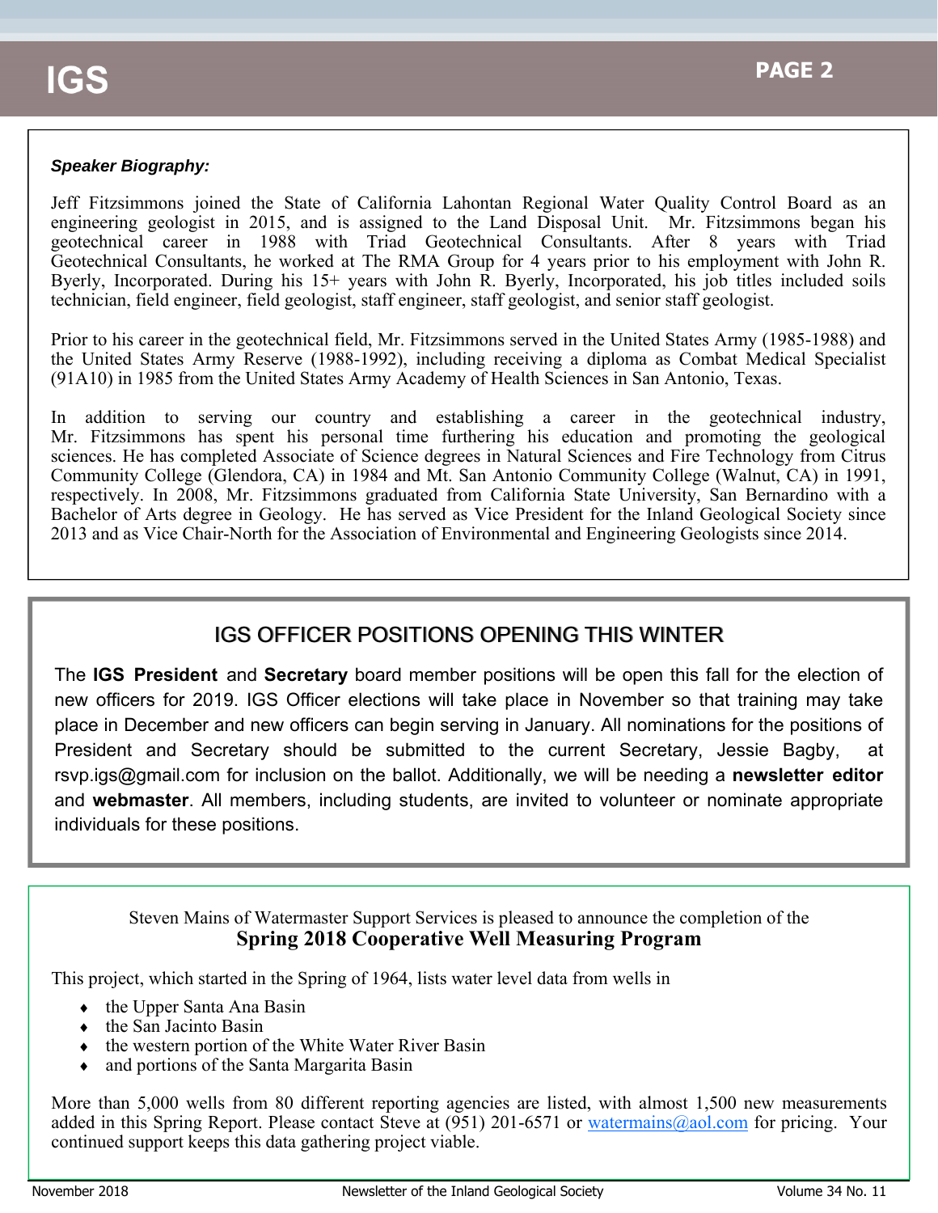***Speaker Biography:***

Jeff Fitzsimmons joined the State of California Lahontan Regional Water Quality Control Board as an engineering geologist in 2015, and is assigned to the Land Disposal Unit. Mr. Fitzsimmons began his geotechnical career in 1988 with Triad Geotechnical Consultants. After 8 years with Triad Geotechnical Consultants, he worked at The RMA Group for 4 years prior to his employment with John R. Byerly, Incorporated. During his 15+ years with John R. Byerly, Incorporated, his job titles included soils technician, field engineer, field geologist, staff engineer, staff geologist, and senior staff geologist.

Prior to his career in the geotechnical field, Mr. Fitzsimmons served in the United States Army (1985-1988) and the United States Army Reserve (1988-1992), including receiving a diploma as Combat Medical Specialist (91A10) in 1985 from the United States Army Academy of Health Sciences in San Antonio, Texas.

In addition to serving our country and establishing a career in the geotechnical industry, Mr. Fitzsimmons has spent his personal time furthering his education and promoting the geological sciences. He has completed Associate of Science degrees in Natural Sciences and Fire Technology from Citrus Community College (Glendora, CA) in 1984 and Mt. San Antonio Community College (Walnut, CA) in 1991, respectively. In 2008, Mr. Fitzsimmons graduated from California State University, San Bernardino with a Bachelor of Arts degree in Geology. He has served as Vice President for the Inland Geological Society since 2013 and as Vice Chair-North for the Association of Environmental and Engineering Geologists since 2014.

## IGS OFFICER POSITIONS OPENING THIS WINTER

The **IGS President** and **Secretary** board member positions will be open this fall for the election of new officers for 2019. IGS Officer elections will take place in November so that training may take place in December and new officers can begin serving in January. All nominations for the positions of President and Secretary should be submitted to the current Secretary, Jessie Bagby, at rsvp.igs@gmail.com for inclusion on the ballot. Additionally, we will be needing a **newsletter editor** and **webmaster**. All members, including students, are invited to volunteer or nominate appropriate individuals for these positions.

Steven Mains of Watermaster Support Services is pleased to announce the completion of the

**Spring 2018 Cooperative Well Measuring Program**

This project, which started in the Spring of 1964, lists water level data from wells in

- the Upper Santa Ana Basin
- the San Jacinto Basin
- the western portion of the White Water River Basin
- and portions of the Santa Margarita Basin

More than 5,000 wells from 80 different reporting agencies are listed, with almost 1,500 new measurements added in this Spring Report. Please contact Steve at (951) 201-6571 or watermains@aol.com for pricing. Your continued support keeps this data gathering project viable.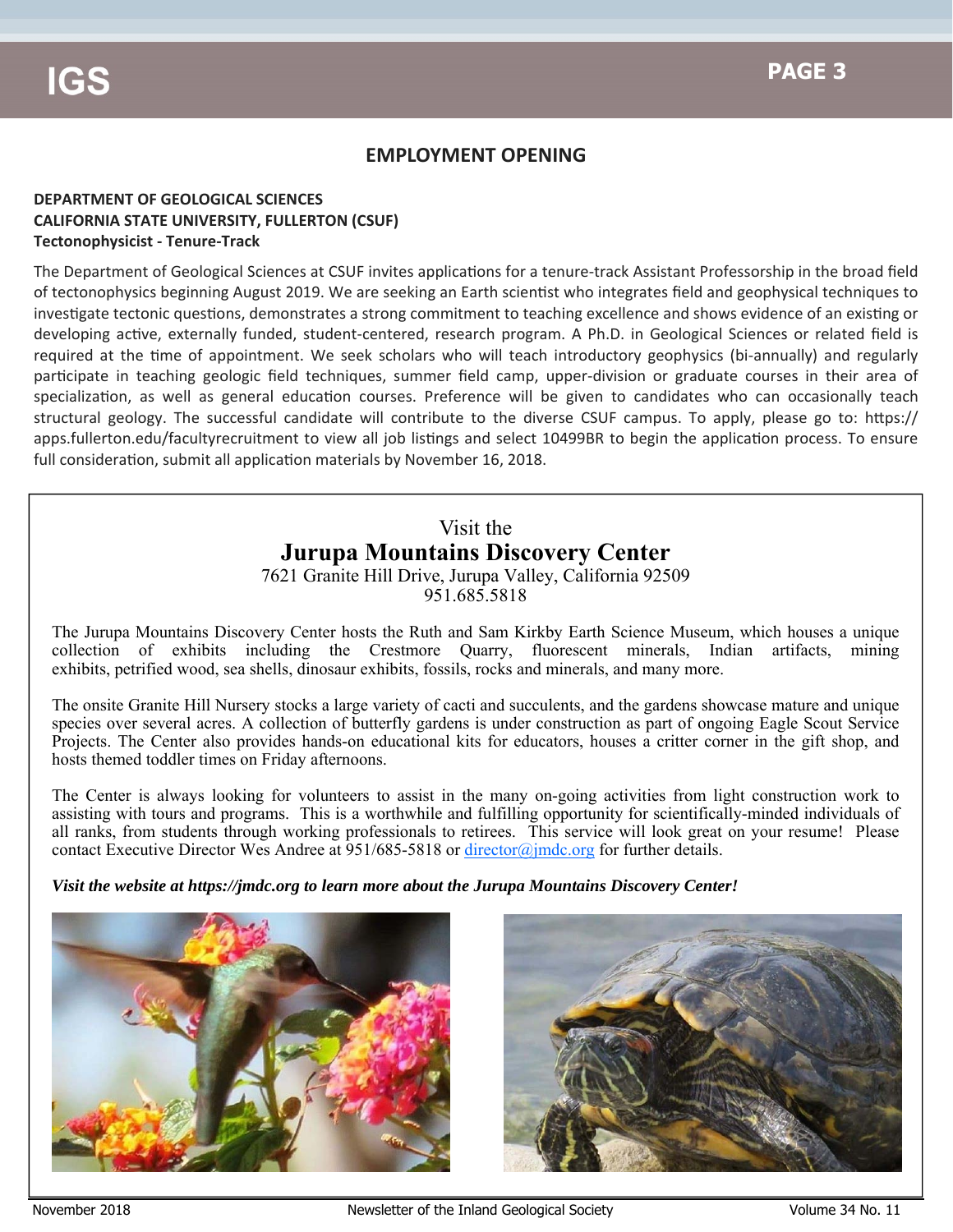## EMPLOYMENT OPENING

**DEPARTMENT OF GEOLOGICAL SCIENCES**
**CALIFORNIA STATE UNIVERSITY, FULLERTON (CSUF)**
**Tectonophysicist - Tenure-Track**

The Department of Geological Sciences at CSUF invites applications for a tenure-track Assistant Professorship in the broad field of tectonophysics beginning August 2019. We are seeking an Earth scientist who integrates field and geophysical techniques to investigate tectonic questions, demonstrates a strong commitment to teaching excellence and shows evidence of an existing or developing active, externally funded, student-centered, research program. A Ph.D. in Geological Sciences or related field is required at the time of appointment. We seek scholars who will teach introductory geophysics (bi-annually) and regularly participate in teaching geologic field techniques, summer field camp, upper-division or graduate courses in their area of specialization, as well as general education courses. Preference will be given to candidates who can occasionally teach structural geology. The successful candidate will contribute to the diverse CSUF campus. To apply, please go to: https://apps.fullerton.edu/facultyrecruitment to view all job listings and select 10499BR to begin the application process. To ensure full consideration, submit all application materials by November 16, 2018.

---

Visit the

## Jurupa Mountains Discovery Center

7621 Granite Hill Drive, Jurupa Valley, California 92509
951.685.5818

The Jurupa Mountains Discovery Center hosts the Ruth and Sam Kirkby Earth Science Museum, which houses a unique collection of exhibits including the Crestmore Quarry, fluorescent minerals, Indian artifacts, mining exhibits, petrified wood, sea shells, dinosaur exhibits, fossils, rocks and minerals, and many more.

The onsite Granite Hill Nursery stocks a large variety of cacti and succulents, and the gardens showcase mature and unique species over several acres. A collection of butterfly gardens is under construction as part of ongoing Eagle Scout Service Projects. The Center also provides hands-on educational kits for educators, houses a critter corner in the gift shop, and hosts themed toddler times on Friday afternoons.

The Center is always looking for volunteers to assist in the many on-going activities from light construction work to assisting with tours and programs. This is a worthwhile and fulfilling opportunity for scientifically-minded individuals of all ranks, from students through working professionals to retirees. This service will look great on your resume! Please contact Executive Director Wes Andree at 951/685-5818 or director@jmdc.org for further details.

***Visit the website at https://jmdc.org to learn more about the Jurupa Mountains Discovery Center!***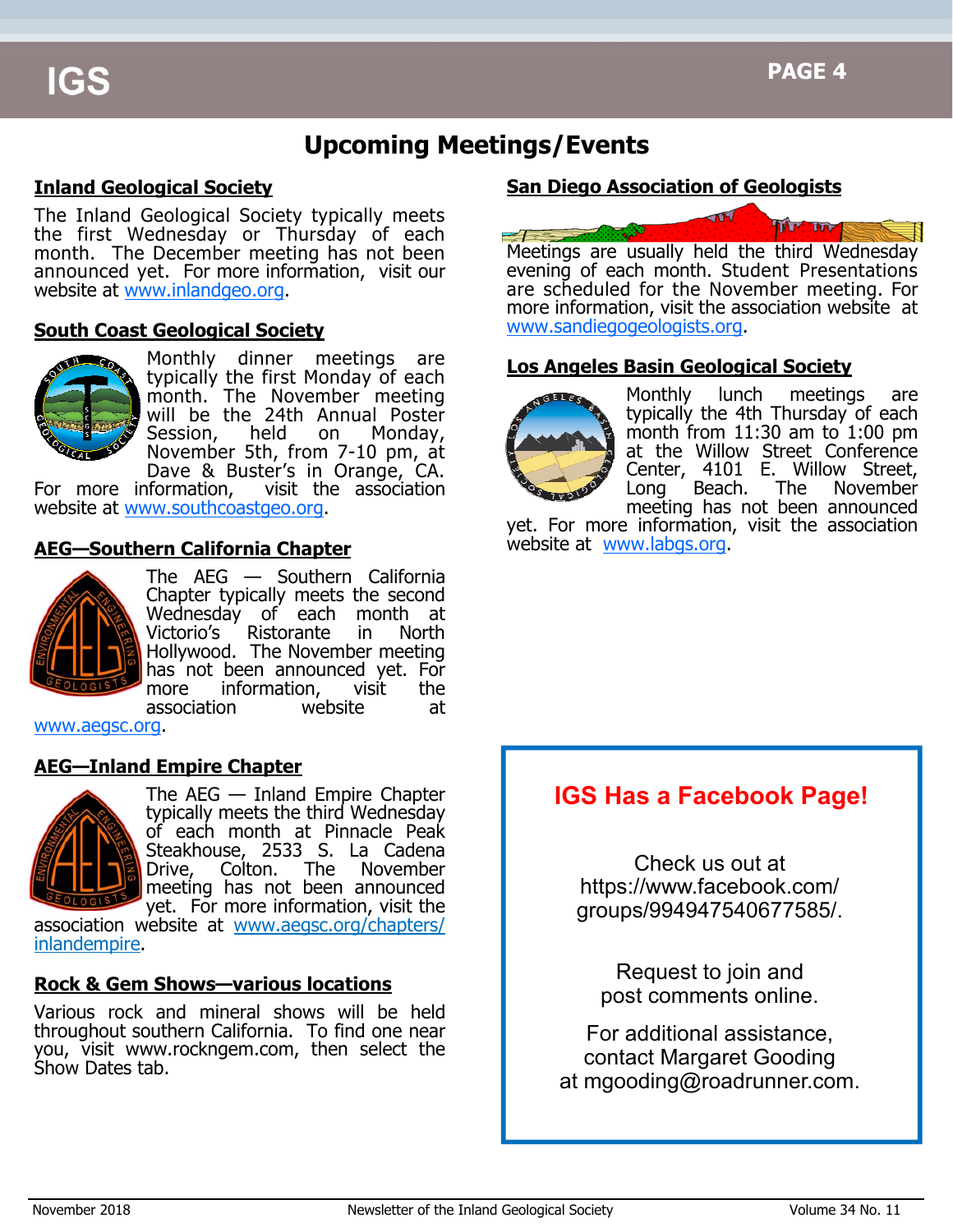## Upcoming Meetings/Events

### Inland Geological Society

The Inland Geological Society typically meets the first Wednesday or Thursday of each month. The December meeting has not been announced yet. For more information, visit our website at www.inlandgeo.org.

### South Coast Geological Society

Monthly dinner meetings are typically the first Monday of each month. The November meeting will be the 24th Annual Poster Session, held on Monday, November 5th, from 7-10 pm, at Dave & Buster's in Orange, CA. For more information, visit the association website at www.southcoastgeo.org.

### AEG—Southern California Chapter

The AEG — Southern California Chapter typically meets the second Wednesday of each month at Victorio's Ristorante in North Hollywood. The November meeting has not been announced yet. For more information, visit the association website at www.aegsc.org.

### AEG—Inland Empire Chapter

The AEG — Inland Empire Chapter typically meets the third Wednesday of each month at Pinnacle Peak Steakhouse, 2533 S. La Cadena Drive, Colton. The November meeting has not been announced yet. For more information, visit the association website at www.aegsc.org/chapters/inlandempire.

### Rock & Gem Shows—various locations

Various rock and mineral shows will be held throughout southern California. To find one near you, visit www.rockngem.com, then select the Show Dates tab.

### San Diego Association of Geologists

Meetings are usually held the third Wednesday evening of each month. Student Presentations are scheduled for the November meeting. For more information, visit the association website at www.sandiegogeologists.org.

### Los Angeles Basin Geological Society

Monthly lunch meetings are typically the 4th Thursday of each month from 11:30 am to 1:00 pm at the Willow Street Conference Center, 4101 E. Willow Street, Long Beach. The November meeting has not been announced yet. For more information, visit the association website at www.labgs.org.

### IGS Has a Facebook Page!

Check us out at https://www.facebook.com/groups/994947540677585/.

Request to join and post comments online.

For additional assistance, contact Margaret Gooding at mgooding@roadrunner.com.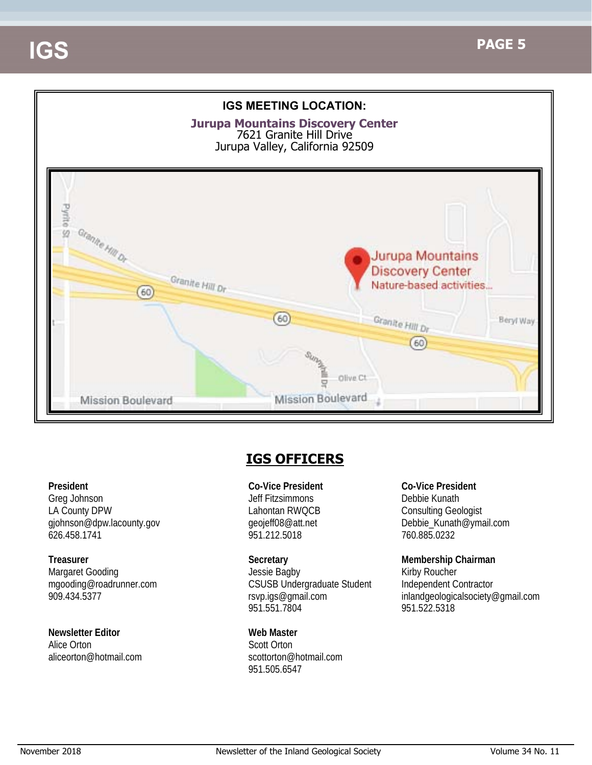## IGS MEETING LOCATION:

**Jurupa Mountains Discovery Center**
7621 Granite Hill Drive
Jurupa Valley, California 92509

Pyrite St
Granite Hill Dr
Granite Hill Dr
60
60
Jurupa Mountains Discovery Center
Nature-based activities...
Granite Hill Dr
Beryl Way
60
Sunnyhill Dr
Olive Ct
Mission Boulevard
Mission Boulevard

## IGS OFFICERS

**President**
Greg Johnson
LA County DPW
gjohnson@dpw.lacounty.gov
626.458.1741

**Co-Vice President**
Jeff Fitzsimmons
Lahontan RWQCB
geojeff08@att.net
951.212.5018

**Co-Vice President**
Debbie Kunath
Consulting Geologist
Debbie_Kunath@ymail.com
760.885.0232

**Treasurer**
Margaret Gooding
mgooding@roadrunner.com
909.434.5377

**Secretary**
Jessie Bagby
CSUSB Undergraduate Student
rsvp.igs@gmail.com
951.551.7804

**Membership Chairman**
Kirby Roucher
Independent Contractor
inlandgeologicalsociety@gmail.com
951.522.5318

**Newsletter Editor**
Alice Orton
aliceorton@hotmail.com

**Web Master**
Scott Orton
scottorton@hotmail.com
951.505.6547